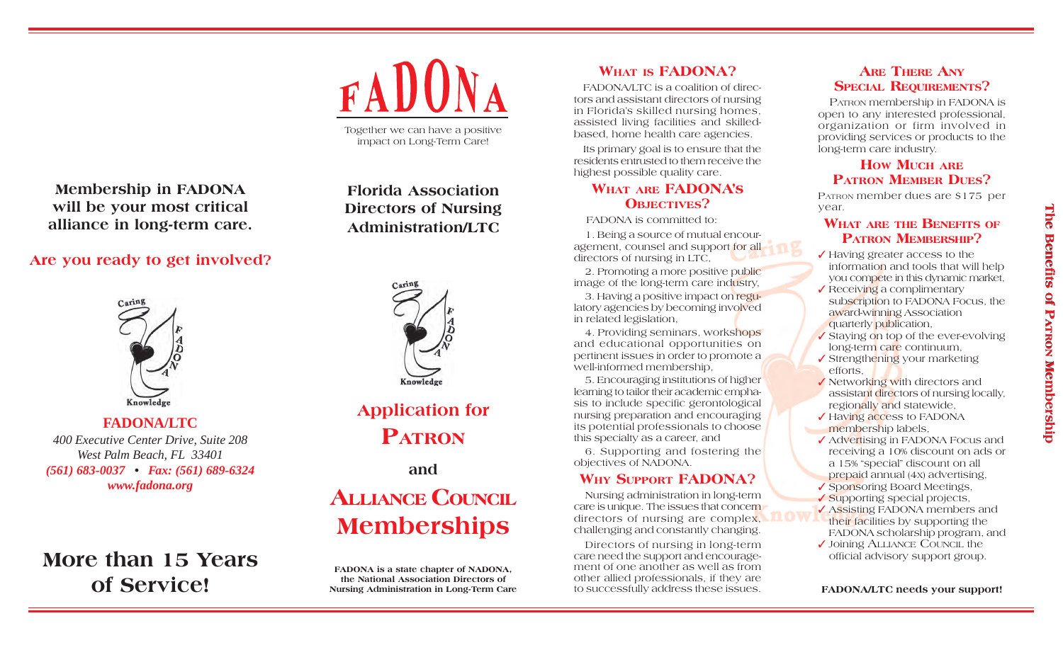**Membership in FADONA will be your most critical alliance in long-term care.**

## Are you ready to get involved?

Caring FADONA Knowledge

**FADONA/LTC**

*400 Executive Center Drive, Suite 208*
*West Palm Beach, FL 33401*
*(561) 683-0037 • Fax: (561) 689-6324*
*www.fadona.org*

## More than 15 Years of Service!

# FADONA

Together we can have a positive impact on Long-Term Care!

## Florida Association Directors of Nursing Administration/LTC

Caring FADONA Knowledge

# Application for PATRON and ALLIANCE COUNCIL Memberships

**FADONA is a state chapter of NADONA, the National Association Directors of Nursing Administration in Long-Term Care**

## WHAT IS FADONA?

FADONA/LTC is a coalition of directors and assistant directors of nursing in Florida's skilled nursing homes, assisted living facilities and skilled-based, home health care agencies.

Its primary goal is to ensure that the residents entrusted to them receive the highest possible quality care.

## WHAT ARE FADONA'S OBJECTIVES?

FADONA is committed to:

1. Being a source of mutual encouragement, counsel and support for all directors of nursing in LTC,

2. Promoting a more positive public image of the long-term care industry,

3. Having a positive impact on regulatory agencies by becoming involved in related legislation,

4. Providing seminars, workshops and educational opportunities on pertinent issues in order to promote a well-informed membership,

5. Encouraging institutions of higher learning to tailor their academic emphasis to include specific gerontological nursing preparation and encouraging its potential professionals to choose this specialty as a career, and

6. Supporting and fostering the objectives of NADONA.

## WHY SUPPORT FADONA?

Nursing administration in long-term care is unique. The issues that concern directors of nursing are complex, challenging and constantly changing.

Directors of nursing in long-term care need the support and encouragement of one another as well as from other allied professionals, if they are to successfully address these issues.

## ARE THERE ANY SPECIAL REQUIREMENTS?

PATRON membership in FADONA is open to any interested professional, organization or firm involved in providing services or products to the long-term care industry.

## HOW MUCH ARE PATRON MEMBER DUES?

PATRON member dues are $175 per year.

## WHAT ARE THE BENEFITS OF PATRON MEMBERSHIP?

- ✓ Having greater access to the information and tools that will help you compete in this dynamic market,
- ✓ Receiving a complimentary subscription to FADONA Focus, the award-winning Association quarterly publication,
- ✓ Staying on top of the ever-evolving long-term care continuum,
- ✓ Strengthening your marketing efforts,
- ✓ Networking with directors and assistant directors of nursing locally, regionally and statewide,
- ✓ Having access to FADONA membership labels,
- ✓ Advertising in FADONA Focus and receiving a 10% discount on ads or a 15% "special" discount on all prepaid annual (4x) advertising,
- ✓ Sponsoring Board Meetings,
- ✓ Supporting special projects,
- ✓ Assisting FADONA members and their facilities by supporting the FADONA scholarship program, and
- ✓ Joining ALLIANCE COUNCIL the official advisory support group.

**FADONA/LTC needs your support!**

**The Benefits of PATRON Membership**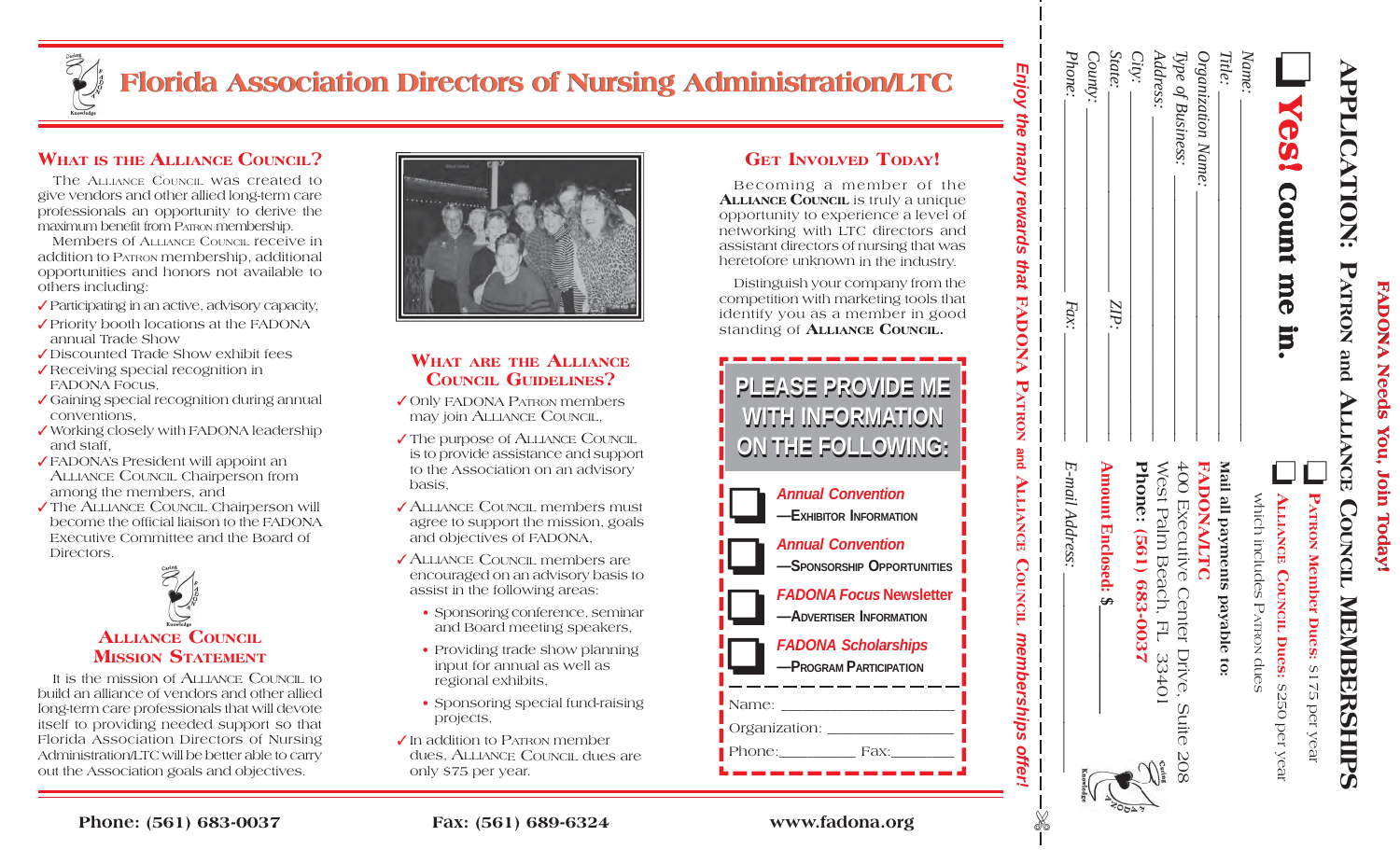# Florida Association Directors of Nursing Administration/LTC

## What is the Alliance Council?

The Alliance Council was created to give vendors and other allied long-term care professionals an opportunity to derive the maximum benefit from Patron membership.

Members of Alliance Council receive in addition to Patron membership, additional opportunities and honors not available to others including:

- ✓ Participating in an active, advisory capacity,
- ✓ Priority booth locations at the FADONA annual Trade Show
- ✓ Discounted Trade Show exhibit fees
- ✓ Receiving special recognition in FADONA Focus,
- ✓ Gaining special recognition during annual conventions,
- ✓ Working closely with FADONA leadership and staff,
- ✓ FADONA's President will appoint an Alliance Council Chairperson from among the members, and
- ✓ The Alliance Council Chairperson will become the official liaison to the FADONA Executive Committee and the Board of Directors.

## Alliance Council Mission Statement

It is the mission of Alliance Council to build an alliance of vendors and other allied long-term care professionals that will devote itself to providing needed support so that Florida Association Directors of Nursing Administration/LTC will be better able to carry out the Association goals and objectives.

## What are the Alliance Council Guidelines?

- ✓ Only FADONA Patron members may join Alliance Council,
- ✓ The purpose of Alliance Council is to provide assistance and support to the Association on an advisory basis,
- ✓ Alliance Council members must agree to support the mission, goals and objectives of FADONA,
- ✓ Alliance Council members are encouraged on an advisory basis to assist in the following areas:
  - Sponsoring conference, seminar and Board meeting speakers,
  - Providing trade show planning input for annual as well as regional exhibits,
  - Sponsoring special fund-raising projects,
- ✓ In addition to Patron member dues, Alliance Council dues are only $75 per year.

## Get Involved Today!

Becoming a member of the **Alliance Council** is truly a unique opportunity to experience a level of networking with LTC directors and assistant directors of nursing that was heretofore unknown in the industry.

Distinguish your company from the competition with marketing tools that identify you as a member in good standing of **Alliance Council.**

### PLEASE PROVIDE ME WITH INFORMATION ON THE FOLLOWING:

- ☐ ***Annual Convention*** —Exhibitor Information
- ☐ ***Annual Convention*** —Sponsorship Opportunities
- ☐ ***FADONA Focus* Newsletter** —Advertiser Information
- ☐ ***FADONA Scholarships*** —Program Participation

Name: ____________________

Organization: ____________________

Phone: __________ Fax: __________

*Enjoy the many rewards that FADONA Patron and Alliance Council memberships offer!*

---

**FADONA Needs You, Join Today!**

# APPLICATION: Patron and Alliance Council MEMBERSHIPS

☐ **Yes! Count me in.**

☐ **Patron Member Dues:** $175 per year

☐ **Alliance Council Dues:** $250 per year which includes Patron dues

Name: ____________________

Title: ____________________

Organization Name: ____________________

Type of Business: ____________________

Address: ____________________

City: ____________________

State: __________ ZIP: __________

County: ____________________

Phone: __________ Fax: __________

E-mail Address: ____________________

**Mail all payments payable to:**

**FADONA/LTC**
400 Executive Center Drive, Suite 208
West Palm Beach, FL 33401
**Phone: (561) 683-0037**

**Amount Enclosed: $** __________

**Phone: (561) 683-0037** **Fax: (561) 689-6324** **www.fadona.org**